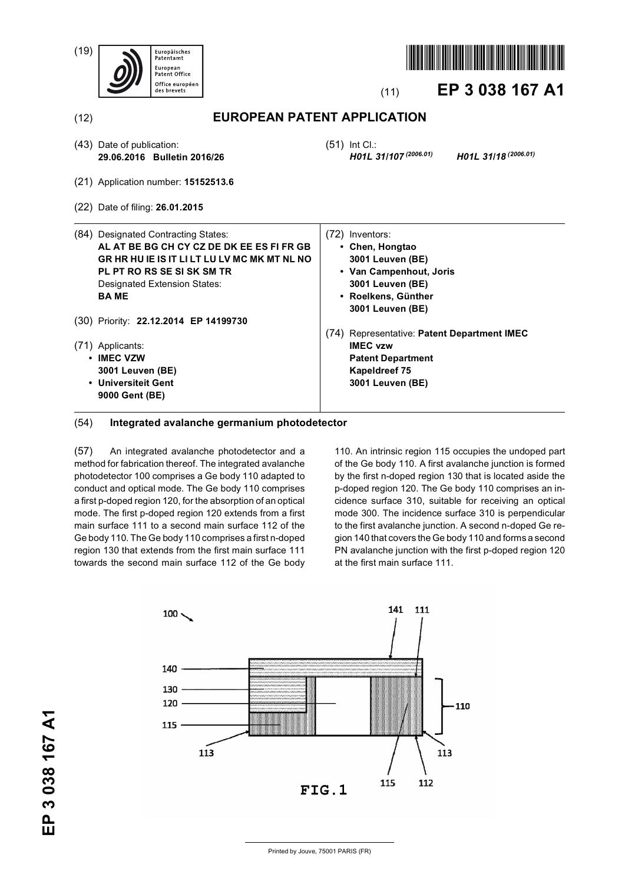(19) Europäisches Patentamt / European Patent Office / Office européen des brevets

(11) **EP 3 038 167 A1**

(12) **EUROPEAN PATENT APPLICATION**

(43) Date of publication: **29.06.2016 Bulletin 2016/26**

(21) Application number: **15152513.6**

(22) Date of filing: **26.01.2015**

(51) Int Cl.: ***H01L 31/107*** *(2006.01)* ***H01L 31/18*** *(2006.01)*

(84) Designated Contracting States:
**AL AT BE BG CH CY CZ DE DK EE ES FI FR GB GR HR HU IE IS IT LI LT LU LV MC MK MT NL NO PL PT RO RS SE SI SK SM TR**
Designated Extension States:
**BA ME**

(30) Priority: **22.12.2014 EP 14199730**

(71) Applicants:
- **IMEC VZW 3001 Leuven (BE)**
- **Universiteit Gent 9000 Gent (BE)**

(72) Inventors:
- **Chen, Hongtao 3001 Leuven (BE)**
- **Van Campenhout, Joris 3001 Leuven (BE)**
- **Roelkens, Günther 3001 Leuven (BE)**

(74) Representative: **Patent Department IMEC IMEC vzw Patent Department Kapeldreef 75 3001 Leuven (BE)**

(54) **Integrated avalanche germanium photodetector**

(57) An integrated avalanche photodetector and a method for fabrication thereof. The integrated avalanche photodetector 100 comprises a Ge body 110 adapted to conduct and optical mode. The Ge body 110 comprises a first p-doped region 120, for the absorption of an optical mode. The first p-doped region 120 extends from a first main surface 111 to a second main surface 112 of the Ge body 110. The Ge body 110 comprises a first n-doped region 130 that extends from the first main surface 111 towards the second main surface 112 of the Ge body 110. An intrinsic region 115 occupies the undoped part of the Ge body 110. A first avalanche junction is formed by the first n-doped region 130 that is located aside the p-doped region 120. The Ge body 110 comprises an incidence surface 310, suitable for receiving an optical mode 300. The incidence surface 310 is perpendicular to the first avalanche junction. A second n-doped Ge region 140 that covers the Ge body 110 and forms a second PN avalanche junction with the first p-doped region 120 at the first main surface 111.

FIG.1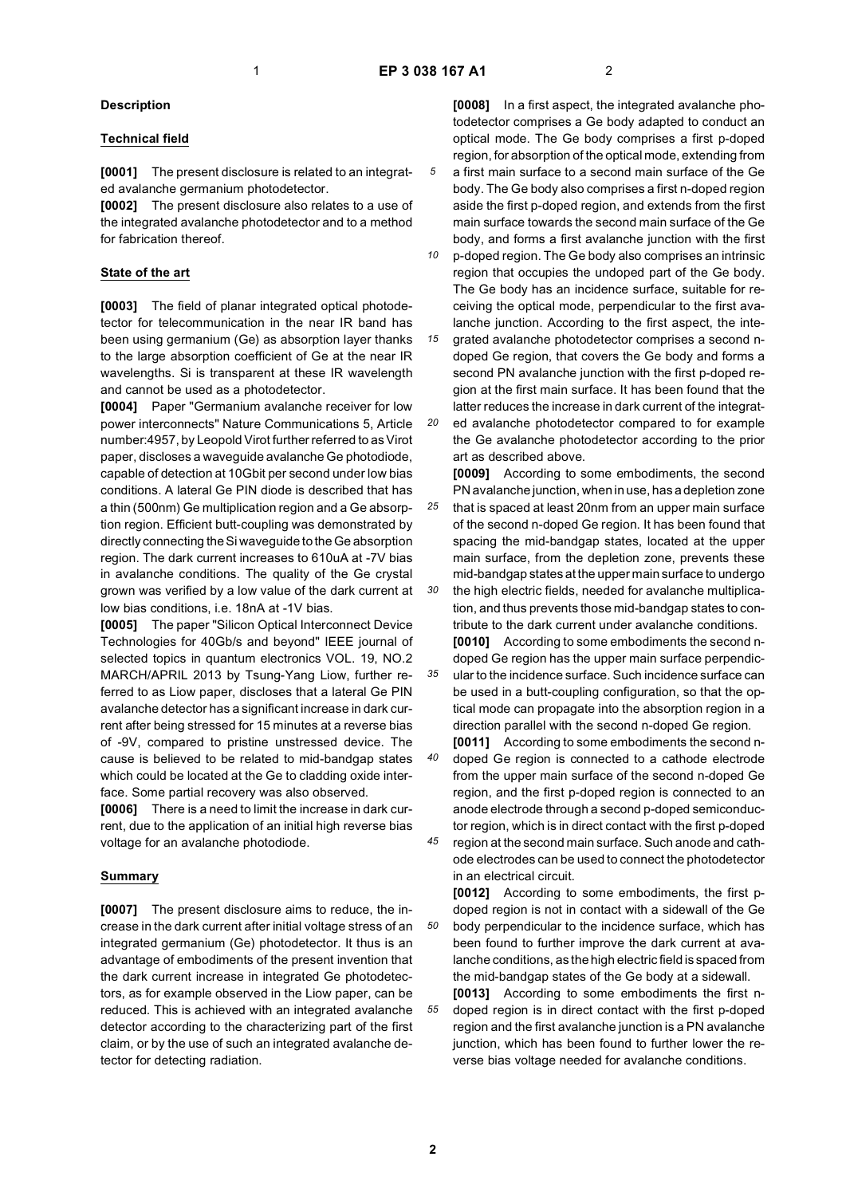## Description

### Technical field

**[0001]** The present disclosure is related to an integrated avalanche germanium photodetector.

**[0002]** The present disclosure also relates to a use of the integrated avalanche photodetector and to a method for fabrication thereof.

### State of the art

**[0003]** The field of planar integrated optical photodetector for telecommunication in the near IR band has been using germanium (Ge) as absorption layer thanks to the large absorption coefficient of Ge at the near IR wavelengths. Si is transparent at these IR wavelength and cannot be used as a photodetector.

**[0004]** Paper "Germanium avalanche receiver for low power interconnects" Nature Communications 5, Article number:4957, by Leopold Virot further referred to as Virot paper, discloses a waveguide avalanche Ge photodiode, capable of detection at 10Gbit per second under low bias conditions. A lateral Ge PIN diode is described that has a thin (500nm) Ge multiplication region and a Ge absorption region. Efficient butt-coupling was demonstrated by directly connecting the Si waveguide to the Ge absorption region. The dark current increases to 610uA at -7V bias in avalanche conditions. The quality of the Ge crystal grown was verified by a low value of the dark current at low bias conditions, i.e. 18nA at -1V bias.

**[0005]** The paper "Silicon Optical Interconnect Device Technologies for 40Gb/s and beyond" IEEE journal of selected topics in quantum electronics VOL. 19, NO.2 MARCH/APRIL 2013 by Tsung-Yang Liow, further referred to as Liow paper, discloses that a lateral Ge PIN avalanche detector has a significant increase in dark current after being stressed for 15 minutes at a reverse bias of -9V, compared to pristine unstressed device. The cause is believed to be related to mid-bandgap states which could be located at the Ge to cladding oxide interface. Some partial recovery was also observed.

**[0006]** There is a need to limit the increase in dark current, due to the application of an initial high reverse bias voltage for an avalanche photodiode.

### Summary

**[0007]** The present disclosure aims to reduce, the increase in the dark current after initial voltage stress of an integrated germanium (Ge) photodetector. It thus is an advantage of embodiments of the present invention that the dark current increase in integrated Ge photodetectors, as for example observed in the Liow paper, can be reduced. This is achieved with an integrated avalanche detector according to the characterizing part of the first claim, or by the use of such an integrated avalanche detector for detecting radiation.

**[0008]** In a first aspect, the integrated avalanche photodetector comprises a Ge body adapted to conduct an optical mode. The Ge body comprises a first p-doped region, for absorption of the optical mode, extending from a first main surface to a second main surface of the Ge body. The Ge body also comprises a first n-doped region aside the first p-doped region, and extends from the first main surface towards the second main surface of the Ge body, and forms a first avalanche junction with the first p-doped region. The Ge body also comprises an intrinsic region that occupies the undoped part of the Ge body. The Ge body has an incidence surface, suitable for receiving the optical mode, perpendicular to the first avalanche junction. According to the first aspect, the integrated avalanche photodetector comprises a second n-doped Ge region, that covers the Ge body and forms a second PN avalanche junction with the first p-doped region at the first main surface. It has been found that the latter reduces the increase in dark current of the integrated avalanche photodetector compared to for example the Ge avalanche photodetector according to the prior art as described above.

**[0009]** According to some embodiments, the second PN avalanche junction, when in use, has a depletion zone that is spaced at least 20nm from an upper main surface of the second n-doped Ge region. It has been found that spacing the mid-bandgap states, located at the upper main surface, from the depletion zone, prevents these mid-bandgap states at the upper main surface to undergo the high electric fields, needed for avalanche multiplication, and thus prevents those mid-bandgap states to contribute to the dark current under avalanche conditions.

**[0010]** According to some embodiments the second n-doped Ge region has the upper main surface perpendicular to the incidence surface. Such incidence surface can be used in a butt-coupling configuration, so that the optical mode can propagate into the absorption region in a direction parallel with the second n-doped Ge region.

**[0011]** According to some embodiments the second n-doped Ge region is connected to a cathode electrode from the upper main surface of the second n-doped Ge region, and the first p-doped region is connected to an anode electrode through a second p-doped semiconductor region, which is in direct contact with the first p-doped region at the second main surface. Such anode and cathode electrodes can be used to connect the photodetector in an electrical circuit.

**[0012]** According to some embodiments, the first p-doped region is not in contact with a sidewall of the Ge body perpendicular to the incidence surface, which has been found to further improve the dark current at avalanche conditions, as the high electric field is spaced from the mid-bandgap states of the Ge body at a sidewall.

**[0013]** According to some embodiments the first n-doped region is in direct contact with the first p-doped region and the first avalanche junction is a PN avalanche junction, which has been found to further lower the reverse bias voltage needed for avalanche conditions.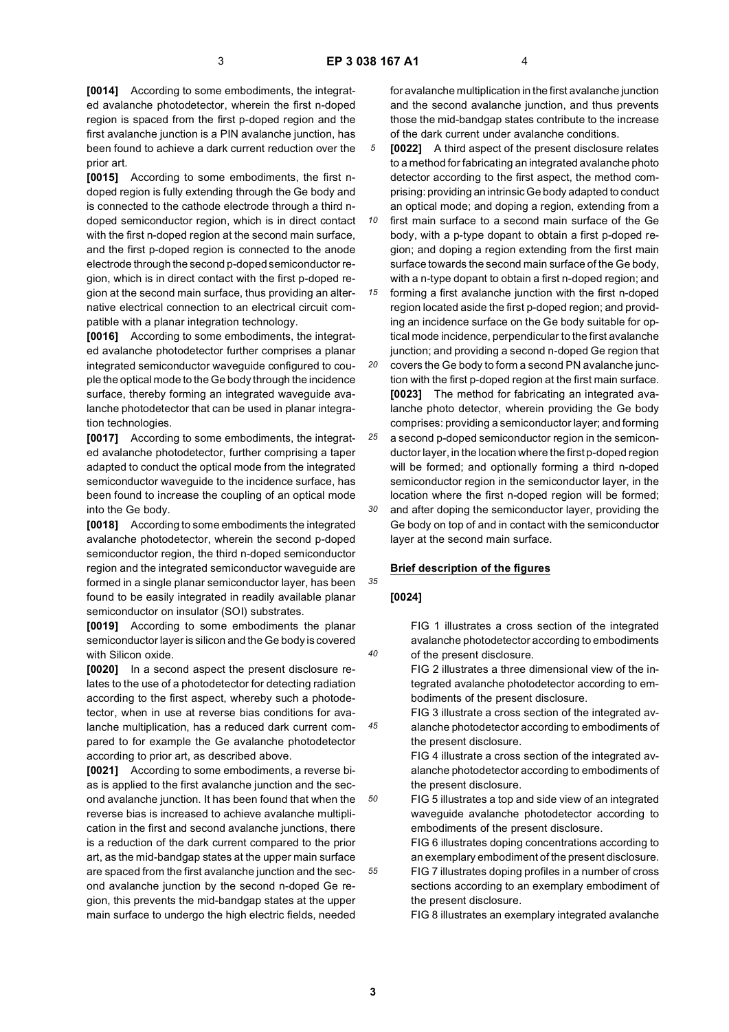**[0014]** According to some embodiments, the integrated avalanche photodetector, wherein the first n-doped region is spaced from the first p-doped region and the first avalanche junction is a PIN avalanche junction, has been found to achieve a dark current reduction over the prior art.

**[0015]** According to some embodiments, the first n-doped region is fully extending through the Ge body and is connected to the cathode electrode through a third n-doped semiconductor region, which is in direct contact with the first n-doped region at the second main surface, and the first p-doped region is connected to the anode electrode through the second p-doped semiconductor region, which is in direct contact with the first p-doped region at the second main surface, thus providing an alternative electrical connection to an electrical circuit compatible with a planar integration technology.

**[0016]** According to some embodiments, the integrated avalanche photodetector further comprises a planar integrated semiconductor waveguide configured to couple the optical mode to the Ge body through the incidence surface, thereby forming an integrated waveguide avalanche photodetector that can be used in planar integration technologies.

**[0017]** According to some embodiments, the integrated avalanche photodetector, further comprising a taper adapted to conduct the optical mode from the integrated semiconductor waveguide to the incidence surface, has been found to increase the coupling of an optical mode into the Ge body.

**[0018]** According to some embodiments the integrated avalanche photodetector, wherein the second p-doped semiconductor region, the third n-doped semiconductor region and the integrated semiconductor waveguide are formed in a single planar semiconductor layer, has been found to be easily integrated in readily available planar semiconductor on insulator (SOI) substrates.

**[0019]** According to some embodiments the planar semiconductor layer is silicon and the Ge body is covered with Silicon oxide.

**[0020]** In a second aspect the present disclosure relates to the use of a photodetector for detecting radiation according to the first aspect, whereby such a photodetector, when in use at reverse bias conditions for avalanche multiplication, has a reduced dark current compared to for example the Ge avalanche photodetector according to prior art, as described above.

**[0021]** According to some embodiments, a reverse bias is applied to the first avalanche junction and the second avalanche junction. It has been found that when the reverse bias is increased to achieve avalanche multiplication in the first and second avalanche junctions, there is a reduction of the dark current compared to the prior art, as the mid-bandgap states at the upper main surface are spaced from the first avalanche junction and the second avalanche junction by the second n-doped Ge region, this prevents the mid-bandgap states at the upper main surface to undergo the high electric fields, needed for avalanche multiplication in the first avalanche junction and the second avalanche junction, and thus prevents those the mid-bandgap states contribute to the increase of the dark current under avalanche conditions.

**[0022]** A third aspect of the present disclosure relates to a method for fabricating an integrated avalanche photo detector according to the first aspect, the method comprising: providing an intrinsic Ge body adapted to conduct an optical mode; and doping a region, extending from a first main surface to a second main surface of the Ge body, with a p-type dopant to obtain a first p-doped region; and doping a region extending from the first main surface towards the second main surface of the Ge body, with a n-type dopant to obtain a first n-doped region; and forming a first avalanche junction with the first n-doped region located aside the first p-doped region; and providing an incidence surface on the Ge body suitable for optical mode incidence, perpendicular to the first avalanche junction; and providing a second n-doped Ge region that covers the Ge body to form a second PN avalanche junction with the first p-doped region at the first main surface.

**[0023]** The method for fabricating an integrated avalanche photo detector, wherein providing the Ge body comprises: providing a semiconductor layer; and forming a second p-doped semiconductor region in the semiconductor layer, in the location where the first p-doped region will be formed; and optionally forming a third n-doped semiconductor region in the semiconductor layer, in the location where the first n-doped region will be formed; and after doping the semiconductor layer, providing the Ge body on top of and in contact with the semiconductor layer at the second main surface.

## Brief description of the figures

**[0024]**

FIG 1 illustrates a cross section of the integrated avalanche photodetector according to embodiments of the present disclosure.

FIG 2 illustrates a three dimensional view of the integrated avalanche photodetector according to embodiments of the present disclosure.

FIG 3 illustrate a cross section of the integrated avalanche photodetector according to embodiments of the present disclosure.

FIG 4 illustrate a cross section of the integrated avalanche photodetector according to embodiments of the present disclosure.

FIG 5 illustrates a top and side view of an integrated waveguide avalanche photodetector according to embodiments of the present disclosure.

FIG 6 illustrates doping concentrations according to an exemplary embodiment of the present disclosure.

FIG 7 illustrates doping profiles in a number of cross sections according to an exemplary embodiment of the present disclosure.

FIG 8 illustrates an exemplary integrated avalanche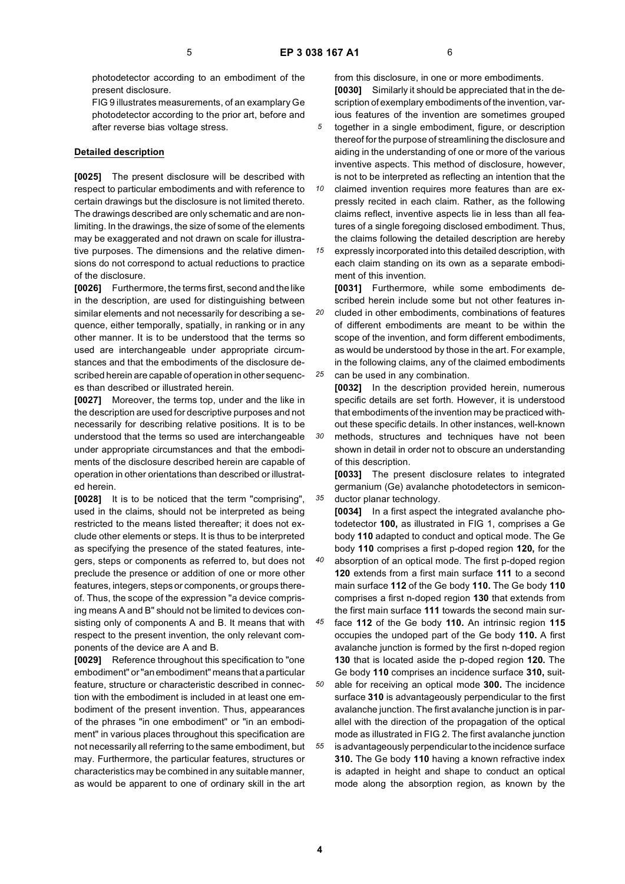photodetector according to an embodiment of the present disclosure.

FIG 9 illustrates measurements, of an examplary Ge photodetector according to the prior art, before and after reverse bias voltage stress.

## Detailed description

**[0025]** The present disclosure will be described with respect to particular embodiments and with reference to certain drawings but the disclosure is not limited thereto. The drawings described are only schematic and are non-limiting. In the drawings, the size of some of the elements may be exaggerated and not drawn on scale for illustrative purposes. The dimensions and the relative dimensions do not correspond to actual reductions to practice of the disclosure.

**[0026]** Furthermore, the terms first, second and the like in the description, are used for distinguishing between similar elements and not necessarily for describing a sequence, either temporally, spatially, in ranking or in any other manner. It is to be understood that the terms so used are interchangeable under appropriate circumstances and that the embodiments of the disclosure described herein are capable of operation in other sequences than described or illustrated herein.

**[0027]** Moreover, the terms top, under and the like in the description are used for descriptive purposes and not necessarily for describing relative positions. It is to be understood that the terms so used are interchangeable under appropriate circumstances and that the embodiments of the disclosure described herein are capable of operation in other orientations than described or illustrated herein.

**[0028]** It is to be noticed that the term "comprising", used in the claims, should not be interpreted as being restricted to the means listed thereafter; it does not exclude other elements or steps. It is thus to be interpreted as specifying the presence of the stated features, integers, steps or components as referred to, but does not preclude the presence or addition of one or more other features, integers, steps or components, or groups thereof. Thus, the scope of the expression "a device comprising means A and B" should not be limited to devices consisting only of components A and B. It means that with respect to the present invention, the only relevant components of the device are A and B.

**[0029]** Reference throughout this specification to "one embodiment" or "an embodiment" means that a particular feature, structure or characteristic described in connection with the embodiment is included in at least one embodiment of the present invention. Thus, appearances of the phrases "in one embodiment" or "in an embodiment" in various places throughout this specification are not necessarily all referring to the same embodiment, but may. Furthermore, the particular features, structures or characteristics may be combined in any suitable manner, as would be apparent to one of ordinary skill in the art from this disclosure, in one or more embodiments.

**[0030]** Similarly it should be appreciated that in the description of exemplary embodiments of the invention, various features of the invention are sometimes grouped together in a single embodiment, figure, or description thereof for the purpose of streamlining the disclosure and aiding in the understanding of one or more of the various inventive aspects. This method of disclosure, however, is not to be interpreted as reflecting an intention that the claimed invention requires more features than are expressly recited in each claim. Rather, as the following claims reflect, inventive aspects lie in less than all features of a single foregoing disclosed embodiment. Thus, the claims following the detailed description are hereby expressly incorporated into this detailed description, with each claim standing on its own as a separate embodiment of this invention.

**[0031]** Furthermore, while some embodiments described herein include some but not other features included in other embodiments, combinations of features of different embodiments are meant to be within the scope of the invention, and form different embodiments, as would be understood by those in the art. For example, in the following claims, any of the claimed embodiments can be used in any combination.

**[0032]** In the description provided herein, numerous specific details are set forth. However, it is understood that embodiments of the invention may be practiced without these specific details. In other instances, well-known methods, structures and techniques have not been shown in detail in order not to obscure an understanding of this description.

**[0033]** The present disclosure relates to integrated germanium (Ge) avalanche photodetectors in semiconductor planar technology.

**[0034]** In a first aspect the integrated avalanche photodetector **100,** as illustrated in FIG 1, comprises a Ge body **110** adapted to conduct and optical mode. The Ge body **110** comprises a first p-doped region **120,** for the absorption of an optical mode. The first p-doped region **120** extends from a first main surface **111** to a second main surface **112** of the Ge body **110.** The Ge body **110** comprises a first n-doped region **130** that extends from the first main surface **111** towards the second main surface **112** of the Ge body **110.** An intrinsic region **115** occupies the undoped part of the Ge body **110.** A first avalanche junction is formed by the first n-doped region **130** that is located aside the p-doped region **120.** The Ge body **110** comprises an incidence surface **310,** suitable for receiving an optical mode **300.** The incidence surface **310** is advantageously perpendicular to the first avalanche junction. The first avalanche junction is in parallel with the direction of the propagation of the optical mode as illustrated in FIG 2. The first avalanche junction is advantageously perpendicular to the incidence surface **310.** The Ge body **110** having a known refractive index is adapted in height and shape to conduct an optical mode along the absorption region, as known by the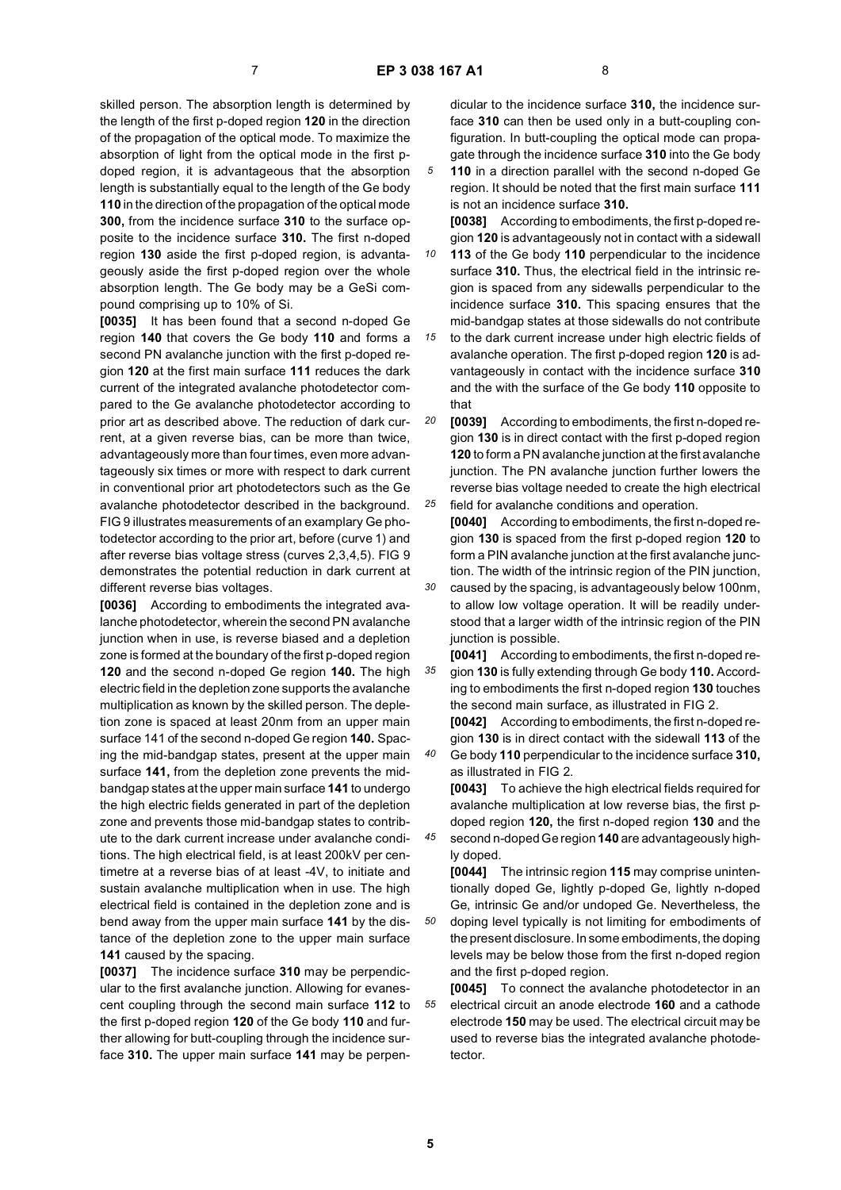skilled person. The absorption length is determined by the length of the first p-doped region **120** in the direction of the propagation of the optical mode. To maximize the absorption of light from the optical mode in the first p-doped region, it is advantageous that the absorption length is substantially equal to the length of the Ge body **110** in the direction of the propagation of the optical mode **300,** from the incidence surface **310** to the surface opposite to the incidence surface **310.** The first n-doped region **130** aside the first p-doped region, is advantageously aside the first p-doped region over the whole absorption length. The Ge body may be a GeSi compound comprising up to 10% of Si.

**[0035]** It has been found that a second n-doped Ge region **140** that covers the Ge body **110** and forms a second PN avalanche junction with the first p-doped region **120** at the first main surface **111** reduces the dark current of the integrated avalanche photodetector compared to the Ge avalanche photodetector according to prior art as described above. The reduction of dark current, at a given reverse bias, can be more than twice, advantageously more than four times, even more advantageously six times or more with respect to dark current in conventional prior art photodetectors such as the Ge avalanche photodetector described in the background. FIG 9 illustrates measurements of an examplary Ge photodetector according to the prior art, before (curve 1) and after reverse bias voltage stress (curves 2,3,4,5). FIG 9 demonstrates the potential reduction in dark current at different reverse bias voltages.

**[0036]** According to embodiments the integrated avalanche photodetector, wherein the second PN avalanche junction when in use, is reverse biased and a depletion zone is formed at the boundary of the first p-doped region **120** and the second n-doped Ge region **140.** The high electric field in the depletion zone supports the avalanche multiplication as known by the skilled person. The depletion zone is spaced at least 20nm from an upper main surface 141 of the second n-doped Ge region **140.** Spacing the mid-bandgap states, present at the upper main surface **141,** from the depletion zone prevents the mid-bandgap states at the upper main surface **141** to undergo the high electric fields generated in part of the depletion zone and prevents those mid-bandgap states to contribute to the dark current increase under avalanche conditions. The high electrical field, is at least 200kV per centimetre at a reverse bias of at least -4V, to initiate and sustain avalanche multiplication when in use. The high electrical field is contained in the depletion zone and is bend away from the upper main surface **141** by the distance of the depletion zone to the upper main surface **141** caused by the spacing.

**[0037]** The incidence surface **310** may be perpendicular to the first avalanche junction. Allowing for evanescent coupling through the second main surface **112** to the first p-doped region **120** of the Ge body **110** and further allowing for butt-coupling through the incidence surface **310.** The upper main surface **141** may be perpendicular to the incidence surface **310,** the incidence surface **310** can then be used only in a butt-coupling configuration. In butt-coupling the optical mode can propagate through the incidence surface **310** into the Ge body **110** in a direction parallel with the second n-doped Ge region. It should be noted that the first main surface **111** is not an incidence surface **310.**

**[0038]** According to embodiments, the first p-doped region **120** is advantageously not in contact with a sidewall **113** of the Ge body **110** perpendicular to the incidence surface **310.** Thus, the electrical field in the intrinsic region is spaced from any sidewalls perpendicular to the incidence surface **310.** This spacing ensures that the mid-bandgap states at those sidewalls do not contribute to the dark current increase under high electric fields of avalanche operation. The first p-doped region **120** is advantageously in contact with the incidence surface **310** and the with the surface of the Ge body **110** opposite to that

**[0039]** According to embodiments, the first n-doped region **130** is in direct contact with the first p-doped region **120** to form a PN avalanche junction at the first avalanche junction. The PN avalanche junction further lowers the reverse bias voltage needed to create the high electrical field for avalanche conditions and operation.

**[0040]** According to embodiments, the first n-doped region **130** is spaced from the first p-doped region **120** to form a PIN avalanche junction at the first avalanche junction. The width of the intrinsic region of the PIN junction, caused by the spacing, is advantageously below 100nm, to allow low voltage operation. It will be readily understood that a larger width of the intrinsic region of the PIN junction is possible.

**[0041]** According to embodiments, the first n-doped region **130** is fully extending through Ge body **110.** According to embodiments the first n-doped region **130** touches the second main surface, as illustrated in FIG 2.

**[0042]** According to embodiments, the first n-doped region **130** is in direct contact with the sidewall **113** of the Ge body **110** perpendicular to the incidence surface **310,** as illustrated in FIG 2.

**[0043]** To achieve the high electrical fields required for avalanche multiplication at low reverse bias, the first p-doped region **120,** the first n-doped region **130** and the second n-doped Ge region **140** are advantageously highly doped.

**[0044]** The intrinsic region **115** may comprise unintentionally doped Ge, lightly p-doped Ge, lightly n-doped Ge, intrinsic Ge and/or undoped Ge. Nevertheless, the doping level typically is not limiting for embodiments of the present disclosure. In some embodiments, the doping levels may be below those from the first n-doped region and the first p-doped region.

**[0045]** To connect the avalanche photodetector in an electrical circuit an anode electrode **160** and a cathode electrode **150** may be used. The electrical circuit may be used to reverse bias the integrated avalanche photodetector.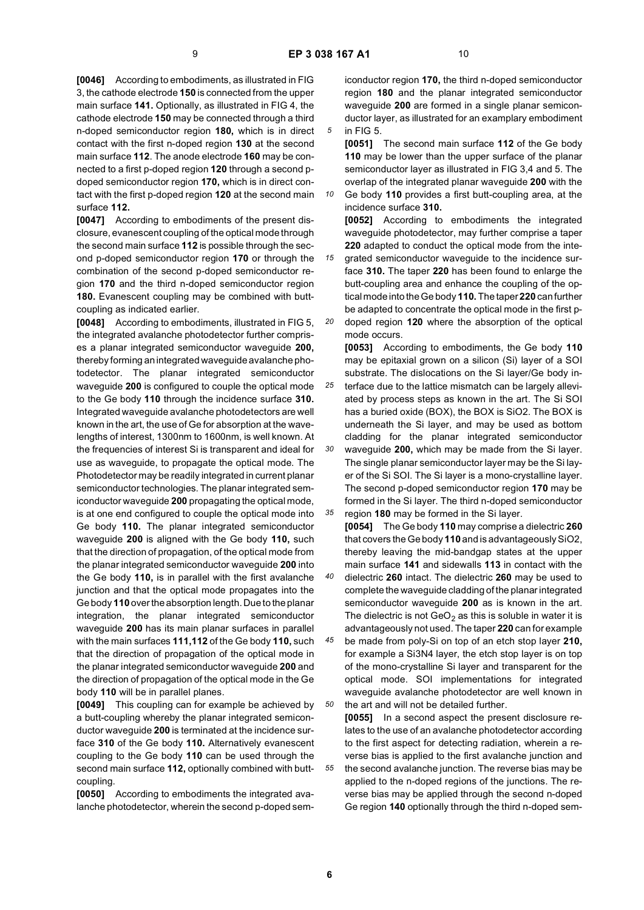**[0046]** According to embodiments, as illustrated in FIG 3, the cathode electrode **150** is connected from the upper main surface **141.** Optionally, as illustrated in FIG 4, the cathode electrode **150** may be connected through a third n-doped semiconductor region **180,** which is in direct contact with the first n-doped region **130** at the second main surface **112**. The anode electrode **160** may be connected to a first p-doped region **120** through a second p-doped semiconductor region **170,** which is in direct contact with the first p-doped region **120** at the second main surface **112.**

**[0047]** According to embodiments of the present disclosure, evanescent coupling of the optical mode through the second main surface **112** is possible through the second p-doped semiconductor region **170** or through the combination of the second p-doped semiconductor region **170** and the third n-doped semiconductor region **180.** Evanescent coupling may be combined with butt-coupling as indicated earlier.

**[0048]** According to embodiments, illustrated in FIG 5, the integrated avalanche photodetector further comprises a planar integrated semiconductor waveguide **200,** thereby forming an integrated waveguide avalanche photodetector. The planar integrated semiconductor waveguide **200** is configured to couple the optical mode to the Ge body **110** through the incidence surface **310.** Integrated waveguide avalanche photodetectors are well known in the art, the use of Ge for absorption at the wavelengths of interest, 1300nm to 1600nm, is well known. At the frequencies of interest Si is transparent and ideal for use as waveguide, to propagate the optical mode. The Photodetector may be readily integrated in current planar semiconductor technologies. The planar integrated semiconductor waveguide **200** propagating the optical mode, is at one end configured to couple the optical mode into Ge body **110.** The planar integrated semiconductor waveguide **200** is aligned with the Ge body **110,** such that the direction of propagation, of the optical mode from the planar integrated semiconductor waveguide **200** into the Ge body **110,** is in parallel with the first avalanche junction and that the optical mode propagates into the Ge body **110** over the absorption length. Due to the planar integration, the planar integrated semiconductor waveguide **200** has its main planar surfaces in parallel with the main surfaces **111,112** of the Ge body **110,** such that the direction of propagation of the optical mode in the planar integrated semiconductor waveguide **200** and the direction of propagation of the optical mode in the Ge body **110** will be in parallel planes.

**[0049]** This coupling can for example be achieved by a butt-coupling whereby the planar integrated semiconductor waveguide **200** is terminated at the incidence surface **310** of the Ge body **110.** Alternatively evanescent coupling to the Ge body **110** can be used through the second main surface **112,** optionally combined with butt-coupling.

**[0050]** According to embodiments the integrated avalanche photodetector, wherein the second p-doped semiconductor region **170,** the third n-doped semiconductor region **180** and the planar integrated semiconductor waveguide **200** are formed in a single planar semiconductor layer, as illustrated for an examplary embodiment in FIG 5.

**[0051]** The second main surface **112** of the Ge body **110** may be lower than the upper surface of the planar semiconductor layer as illustrated in FIG 3,4 and 5. The overlap of the integrated planar waveguide **200** with the Ge body **110** provides a first butt-coupling area, at the incidence surface **310.**

**[0052]** According to embodiments the integrated waveguide photodetector, may further comprise a taper **220** adapted to conduct the optical mode from the integrated semiconductor waveguide to the incidence surface **310.** The taper **220** has been found to enlarge the butt-coupling area and enhance the coupling of the optical mode into the Ge body **110.** The taper **220** can further be adapted to concentrate the optical mode in the first p-doped region **120** where the absorption of the optical mode occurs.

**[0053]** According to embodiments, the Ge body **110** may be epitaxial grown on a silicon (Si) layer of a SOI substrate. The dislocations on the Si layer/Ge body interface due to the lattice mismatch can be largely alleviated by process steps as known in the art. The Si SOI has a buried oxide (BOX), the BOX is SiO2. The BOX is underneath the Si layer, and may be used as bottom cladding for the planar integrated semiconductor waveguide **200,** which may be made from the Si layer. The single planar semiconductor layer may be the Si layer of the Si SOI. The Si layer is a mono-crystalline layer. The second p-doped semiconductor region **170** may be formed in the Si layer. The third n-doped semiconductor region **180** may be formed in the Si layer.

**[0054]** The Ge body **110** may comprise a dielectric **260** that covers the Ge body **110** and is advantageously SiO2, thereby leaving the mid-bandgap states at the upper main surface **141** and sidewalls **113** in contact with the dielectric **260** intact. The dielectric **260** may be used to complete the waveguide cladding of the planar integrated semiconductor waveguide **200** as is known in the art. The dielectric is not $GeO_2$ as this is soluble in water it is advantageously not used. The taper **220** can for example be made from poly-Si on top of an etch stop layer **210,** for example a Si3N4 layer, the etch stop layer is on top of the mono-crystalline Si layer and transparent for the optical mode. SOI implementations for integrated waveguide avalanche photodetector are well known in the art and will not be detailed further.

**[0055]** In a second aspect the present disclosure relates to the use of an avalanche photodetector according to the first aspect for detecting radiation, wherein a reverse bias is applied to the first avalanche junction and the second avalanche junction. The reverse bias may be applied to the n-doped regions of the junctions. The reverse bias may be applied through the second n-doped Ge region **140** optionally through the third n-doped sem-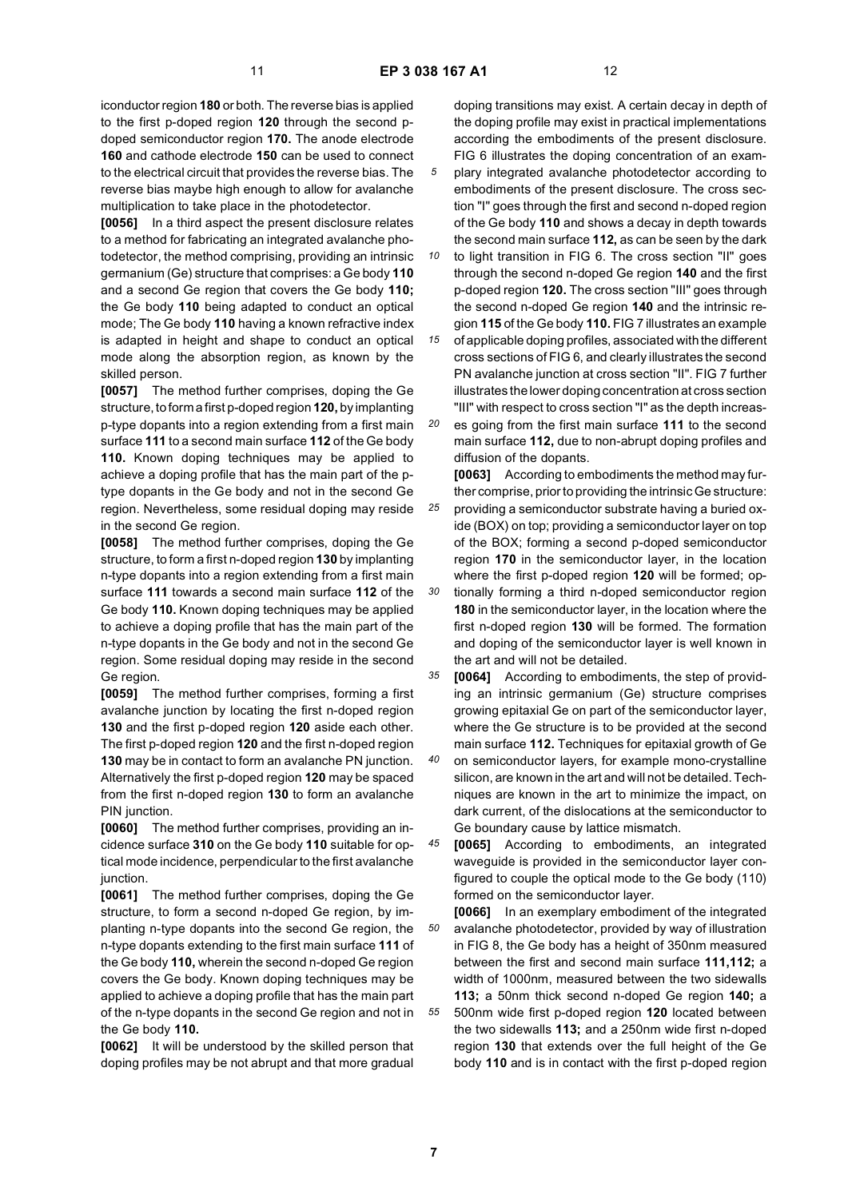iconductor region **180** or both. The reverse bias is applied to the first p-doped region **120** through the second p-doped semiconductor region **170**. The anode electrode **160** and cathode electrode **150** can be used to connect to the electrical circuit that provides the reverse bias. The reverse bias maybe high enough to allow for avalanche multiplication to take place in the photodetector.

**[0056]** In a third aspect the present disclosure relates to a method for fabricating an integrated avalanche photodetector, the method comprising, providing an intrinsic germanium (Ge) structure that comprises: a Ge body **110** and a second Ge region that covers the Ge body **110;** the Ge body **110** being adapted to conduct an optical mode; The Ge body **110** having a known refractive index is adapted in height and shape to conduct an optical mode along the absorption region, as known by the skilled person.

**[0057]** The method further comprises, doping the Ge structure, to form a first p-doped region **120,** by implanting p-type dopants into a region extending from a first main surface **111** to a second main surface **112** of the Ge body **110.** Known doping techniques may be applied to achieve a doping profile that has the main part of the p-type dopants in the Ge body and not in the second Ge region. Nevertheless, some residual doping may reside in the second Ge region.

**[0058]** The method further comprises, doping the Ge structure, to form a first n-doped region **130** by implanting n-type dopants into a region extending from a first main surface **111** towards a second main surface **112** of the Ge body **110.** Known doping techniques may be applied to achieve a doping profile that has the main part of the n-type dopants in the Ge body and not in the second Ge region. Some residual doping may reside in the second Ge region.

**[0059]** The method further comprises, forming a first avalanche junction by locating the first n-doped region **130** and the first p-doped region **120** aside each other. The first p-doped region **120** and the first n-doped region **130** may be in contact to form an avalanche PN junction. Alternatively the first p-doped region **120** may be spaced from the first n-doped region **130** to form an avalanche PIN junction.

**[0060]** The method further comprises, providing an incidence surface **310** on the Ge body **110** suitable for optical mode incidence, perpendicular to the first avalanche junction.

**[0061]** The method further comprises, doping the Ge structure, to form a second n-doped Ge region, by implanting n-type dopants into the second Ge region, the n-type dopants extending to the first main surface **111** of the Ge body **110,** wherein the second n-doped Ge region covers the Ge body. Known doping techniques may be applied to achieve a doping profile that has the main part of the n-type dopants in the second Ge region and not in the Ge body **110.**

**[0062]** It will be understood by the skilled person that doping profiles may be not abrupt and that more gradual doping transitions may exist. A certain decay in depth of the doping profile may exist in practical implementations according the embodiments of the present disclosure. FIG 6 illustrates the doping concentration of an examplary integrated avalanche photodetector according to embodiments of the present disclosure. The cross section "I" goes through the first and second n-doped region of the Ge body **110** and shows a decay in depth towards the second main surface **112,** as can be seen by the dark to light transition in FIG 6. The cross section "II" goes through the second n-doped Ge region **140** and the first p-doped region **120.** The cross section "III" goes through the second n-doped Ge region **140** and the intrinsic region **115** of the Ge body **110.** FIG 7 illustrates an example of applicable doping profiles, associated with the different cross sections of FIG 6, and clearly illustrates the second PN avalanche junction at cross section "II". FIG 7 further illustrates the lower doping concentration at cross section "III" with respect to cross section "I" as the depth increases going from the first main surface **111** to the second main surface **112,** due to non-abrupt doping profiles and diffusion of the dopants.

**[0063]** According to embodiments the method may further comprise, prior to providing the intrinsic Ge structure: providing a semiconductor substrate having a buried oxide (BOX) on top; providing a semiconductor layer on top of the BOX; forming a second p-doped semiconductor region **170** in the semiconductor layer, in the location where the first p-doped region **120** will be formed; optionally forming a third n-doped semiconductor region **180** in the semiconductor layer, in the location where the first n-doped region **130** will be formed. The formation and doping of the semiconductor layer is well known in the art and will not be detailed.

**[0064]** According to embodiments, the step of providing an intrinsic germanium (Ge) structure comprises growing epitaxial Ge on part of the semiconductor layer, where the Ge structure is to be provided at the second main surface **112.** Techniques for epitaxial growth of Ge on semiconductor layers, for example mono-crystalline silicon, are known in the art and will not be detailed. Techniques are known in the art to minimize the impact, on dark current, of the dislocations at the semiconductor to Ge boundary cause by lattice mismatch.

**[0065]** According to embodiments, an integrated waveguide is provided in the semiconductor layer configured to couple the optical mode to the Ge body (110) formed on the semiconductor layer.

**[0066]** In an exemplary embodiment of the integrated avalanche photodetector, provided by way of illustration in FIG 8, the Ge body has a height of 350nm measured between the first and second main surface **111,112;** a width of 1000nm, measured between the two sidewalls **113;** a 50nm thick second n-doped Ge region **140;** a 500nm wide first p-doped region **120** located between the two sidewalls **113;** and a 250nm wide first n-doped region **130** that extends over the full height of the Ge body **110** and is in contact with the first p-doped region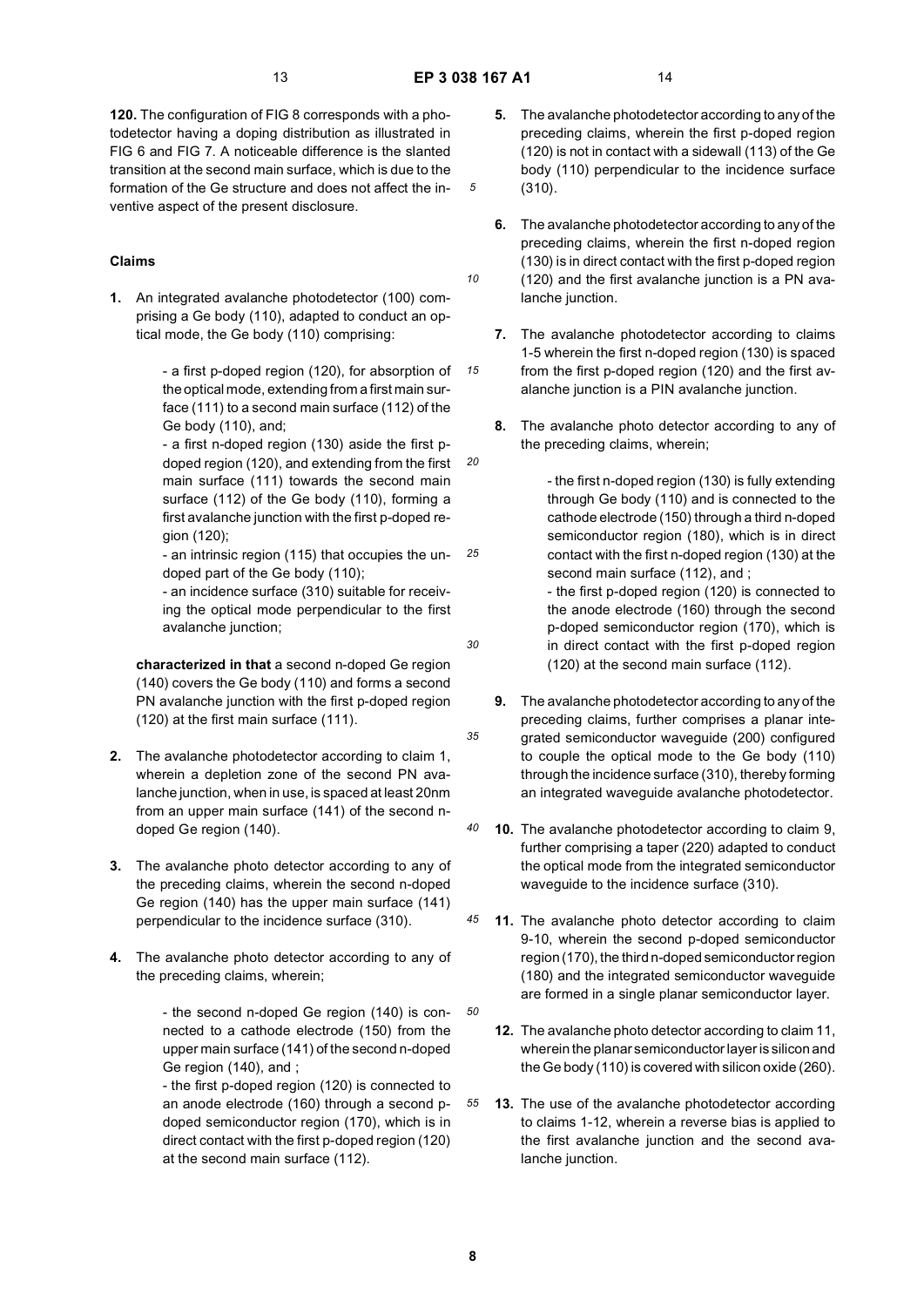**120.** The configuration of FIG 8 corresponds with a photodetector having a doping distribution as illustrated in FIG 6 and FIG 7. A noticeable difference is the slanted transition at the second main surface, which is due to the formation of the Ge structure and does not affect the inventive aspect of the present disclosure.

## Claims

1. An integrated avalanche photodetector (100) comprising a Ge body (110), adapted to conduct an optical mode, the Ge body (110) comprising:

   - a first p-doped region (120), for absorption of the optical mode, extending from a first main surface (111) to a second main surface (112) of the Ge body (110), and;
   - a first n-doped region (130) aside the first p-doped region (120), and extending from the first main surface (111) towards the second main surface (112) of the Ge body (110), forming a first avalanche junction with the first p-doped region (120);
   - an intrinsic region (115) that occupies the undoped part of the Ge body (110);
   - an incidence surface (310) suitable for receiving the optical mode perpendicular to the first avalanche junction;

   **characterized in that** a second n-doped Ge region (140) covers the Ge body (110) and forms a second PN avalanche junction with the first p-doped region (120) at the first main surface (111).

2. The avalanche photodetector according to claim 1, wherein a depletion zone of the second PN avalanche junction, when in use, is spaced at least 20nm from an upper main surface (141) of the second n-doped Ge region (140).

3. The avalanche photo detector according to any of the preceding claims, wherein the second n-doped Ge region (140) has the upper main surface (141) perpendicular to the incidence surface (310).

4. The avalanche photo detector according to any of the preceding claims, wherein;

   - the second n-doped Ge region (140) is connected to a cathode electrode (150) from the upper main surface (141) of the second n-doped Ge region (140), and ;
   - the first p-doped region (120) is connected to an anode electrode (160) through a second p-doped semiconductor region (170), which is in direct contact with the first p-doped region (120) at the second main surface (112).

5. The avalanche photodetector according to any of the preceding claims, wherein the first p-doped region (120) is not in contact with a sidewall (113) of the Ge body (110) perpendicular to the incidence surface (310).

6. The avalanche photodetector according to any of the preceding claims, wherein the first n-doped region (130) is in direct contact with the first p-doped region (120) and the first avalanche junction is a PN avalanche junction.

7. The avalanche photodetector according to claims 1-5 wherein the first n-doped region (130) is spaced from the first p-doped region (120) and the first avalanche junction is a PIN avalanche junction.

8. The avalanche photo detector according to any of the preceding claims, wherein;

   - the first n-doped region (130) is fully extending through Ge body (110) and is connected to the cathode electrode (150) through a third n-doped semiconductor region (180), which is in direct contact with the first n-doped region (130) at the second main surface (112), and ;
   - the first p-doped region (120) is connected to the anode electrode (160) through the second p-doped semiconductor region (170), which is in direct contact with the first p-doped region (120) at the second main surface (112).

9. The avalanche photodetector according to any of the preceding claims, further comprises a planar integrated semiconductor waveguide (200) configured to couple the optical mode to the Ge body (110) through the incidence surface (310), thereby forming an integrated waveguide avalanche photodetector.

10. The avalanche photodetector according to claim 9, further comprising a taper (220) adapted to conduct the optical mode from the integrated semiconductor waveguide to the incidence surface (310).

11. The avalanche photo detector according to claim 9-10, wherein the second p-doped semiconductor region (170), the third n-doped semiconductor region (180) and the integrated semiconductor waveguide are formed in a single planar semiconductor layer.

12. The avalanche photo detector according to claim 11, wherein the planar semiconductor layer is silicon and the Ge body (110) is covered with silicon oxide (260).

13. The use of the avalanche photodetector according to claims 1-12, wherein a reverse bias is applied to the first avalanche junction and the second avalanche junction.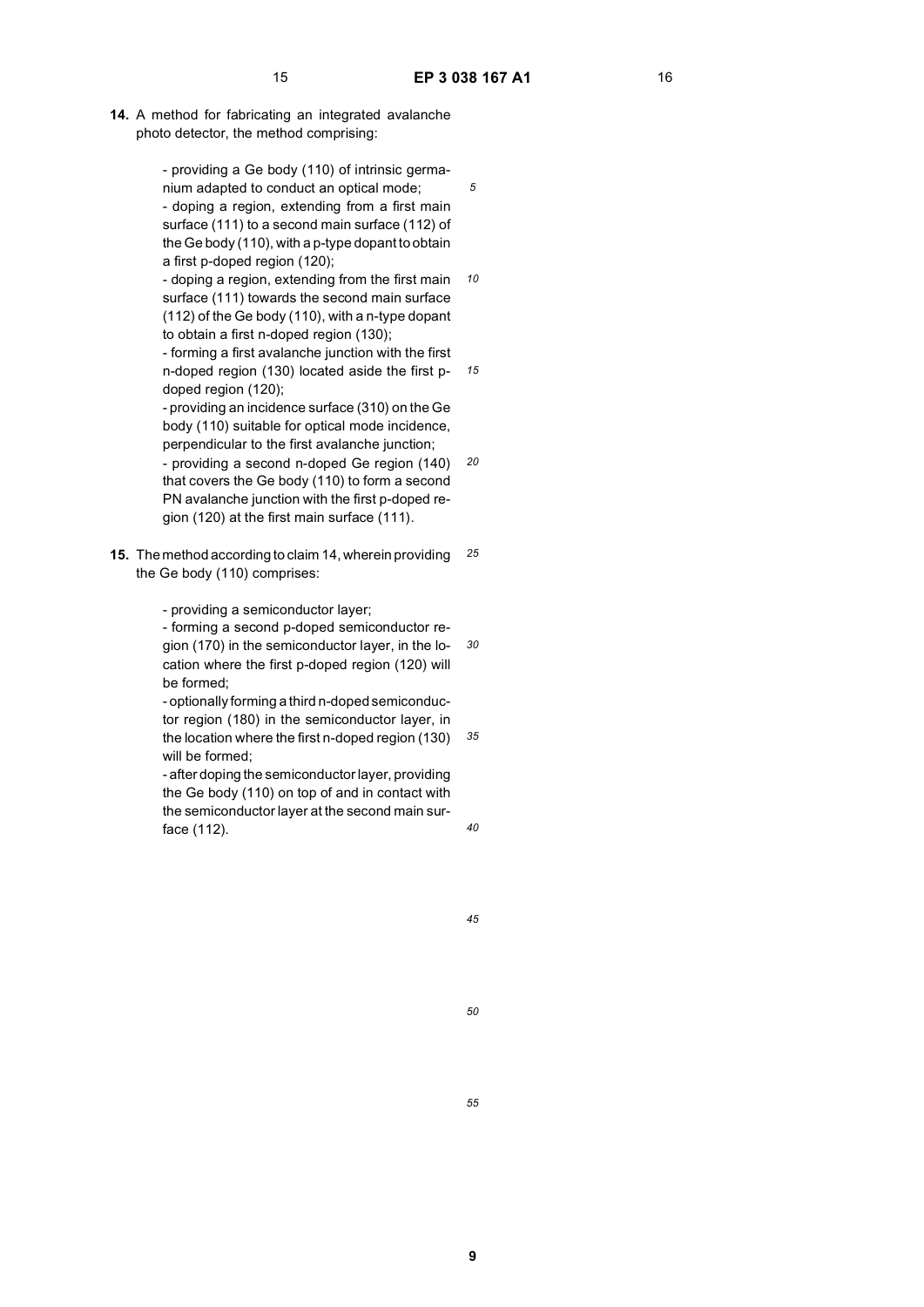**14.** A method for fabricating an integrated avalanche photo detector, the method comprising:

- providing a Ge body (110) of intrinsic germanium adapted to conduct an optical mode;
- doping a region, extending from a first main surface (111) to a second main surface (112) of the Ge body (110), with a p-type dopant to obtain a first p-doped region (120);
- doping a region, extending from the first main surface (111) towards the second main surface (112) of the Ge body (110), with a n-type dopant to obtain a first n-doped region (130);
- forming a first avalanche junction with the first n-doped region (130) located aside the first p-doped region (120);
- providing an incidence surface (310) on the Ge body (110) suitable for optical mode incidence, perpendicular to the first avalanche junction;
- providing a second n-doped Ge region (140) that covers the Ge body (110) to form a second PN avalanche junction with the first p-doped region (120) at the first main surface (111).

**15.** The method according to claim 14, wherein providing the Ge body (110) comprises:

- providing a semiconductor layer;
- forming a second p-doped semiconductor region (170) in the semiconductor layer, in the location where the first p-doped region (120) will be formed;
- optionally forming a third n-doped semiconductor region (180) in the semiconductor layer, in the location where the first n-doped region (130) will be formed;
- after doping the semiconductor layer, providing the Ge body (110) on top of and in contact with the semiconductor layer at the second main surface (112).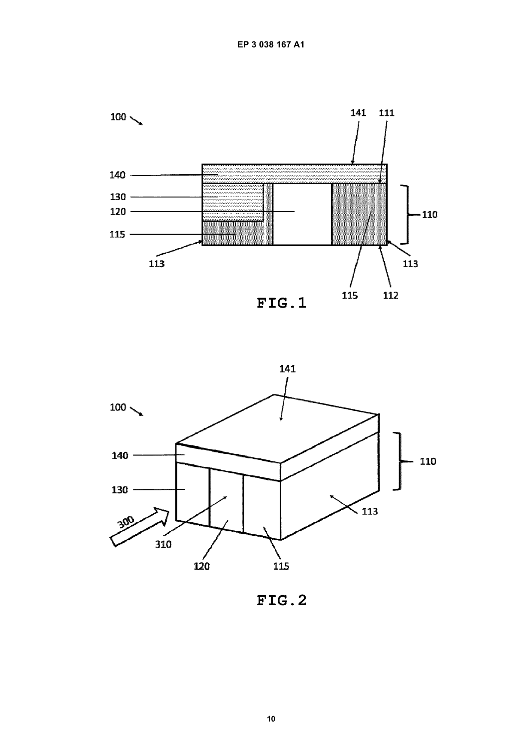FIG.1

FIG.2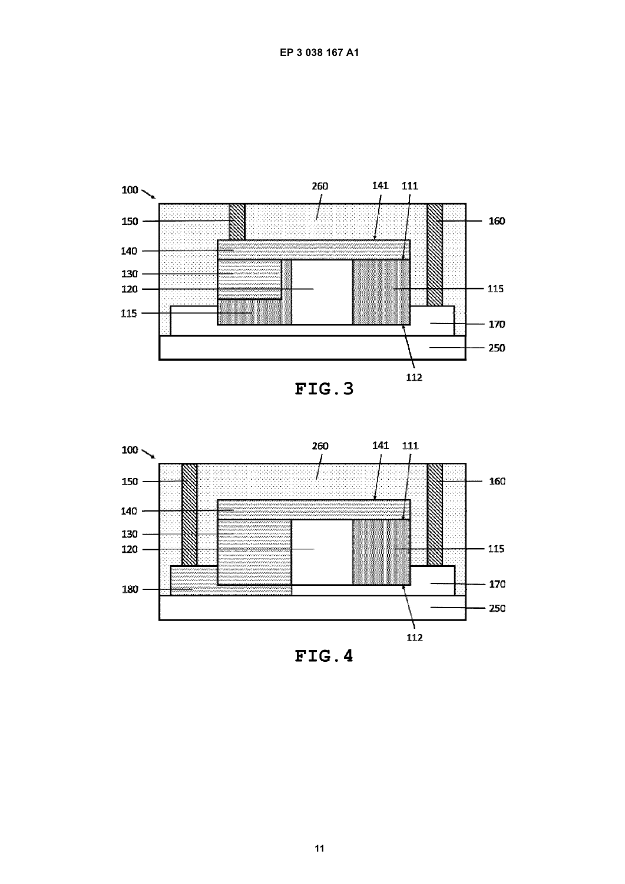FIG.3

FIG.4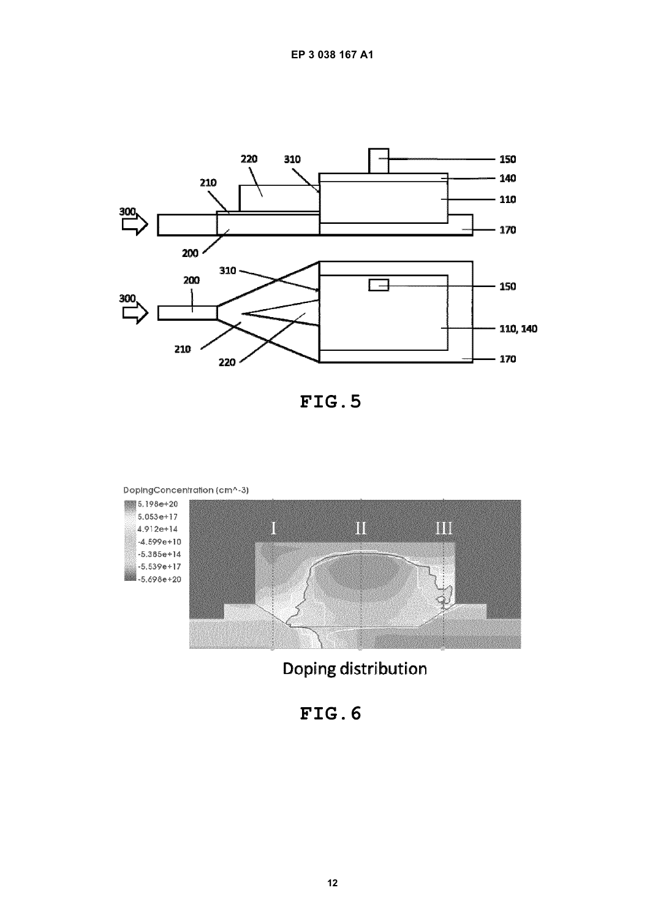FIG. 5

DopingConcentration (cm^-3)

Doping distribution

FIG. 6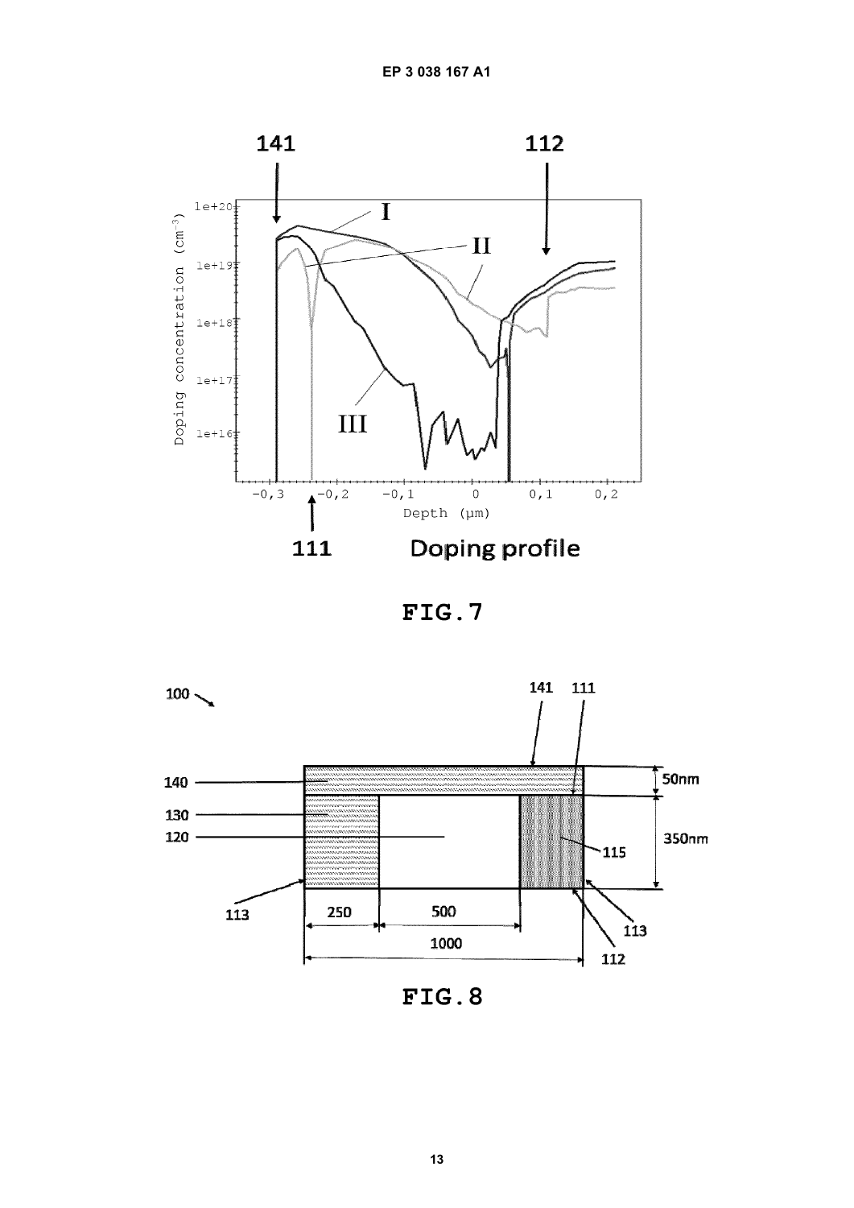FIG.7

FIG.8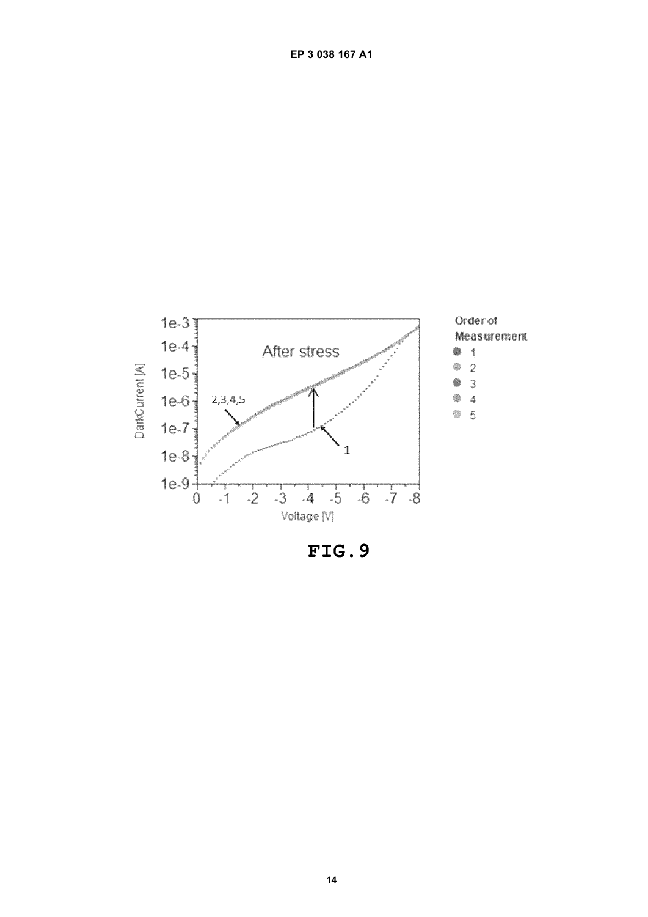FIG.9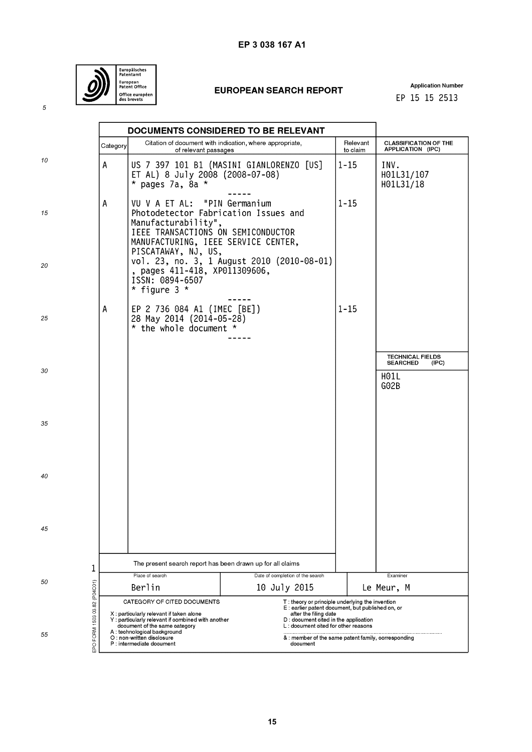# EUROPEAN SEARCH REPORT

Application Number
EP 15 15 2513

## DOCUMENTS CONSIDERED TO BE RELEVANT

| Category | Citation of document with indication, where appropriate, of relevant passages | Relevant to claim | CLASSIFICATION OF THE APPLICATION (IPC) |
|---|---|---|---|
| A | US 7 397 101 B1 (MASINI GIANLORENZO [US] ET AL) 8 July 2008 (2008-07-08) * pages 7a, 8a * | 1-15 | INV. H01L31/107 H01L31/18 |
| A | VU V A ET AL: "PIN Germanium Photodetector Fabrication Issues and Manufacturability", IEEE TRANSACTIONS ON SEMICONDUCTOR MANUFACTURING, IEEE SERVICE CENTER, PISCATAWAY, NJ, US, vol. 23, no. 3, 1 August 2010 (2010-08-01), pages 411-418, XP011309606, ISSN: 0894-6507 * figure 3 * | 1-15 | |
| A | EP 2 736 084 A1 (IMEC [BE]) 28 May 2014 (2014-05-28) * the whole document * | 1-15 | |
| | | | TECHNICAL FIELDS SEARCHED (IPC) |
| | | | H01L G02B |

The present search report has been drawn up for all claims

| Place of search | Date of completion of the search | Examiner |
|---|---|---|
| Berlin | 10 July 2015 | Le Meur, M |

CATEGORY OF CITED DOCUMENTS

- X : particularly relevant if taken alone
- Y : particularly relevant if combined with another document of the same category
- A : technological background
- O : non-written disclosure
- P : intermediate document
- T : theory or principle underlying the invention
- E : earlier patent document, but published on, or after the filing date
- D : document cited in the application
- L : document cited for other reasons
- & : member of the same patent family, corresponding document

EPO FORM 1503 03.82 (P04C01)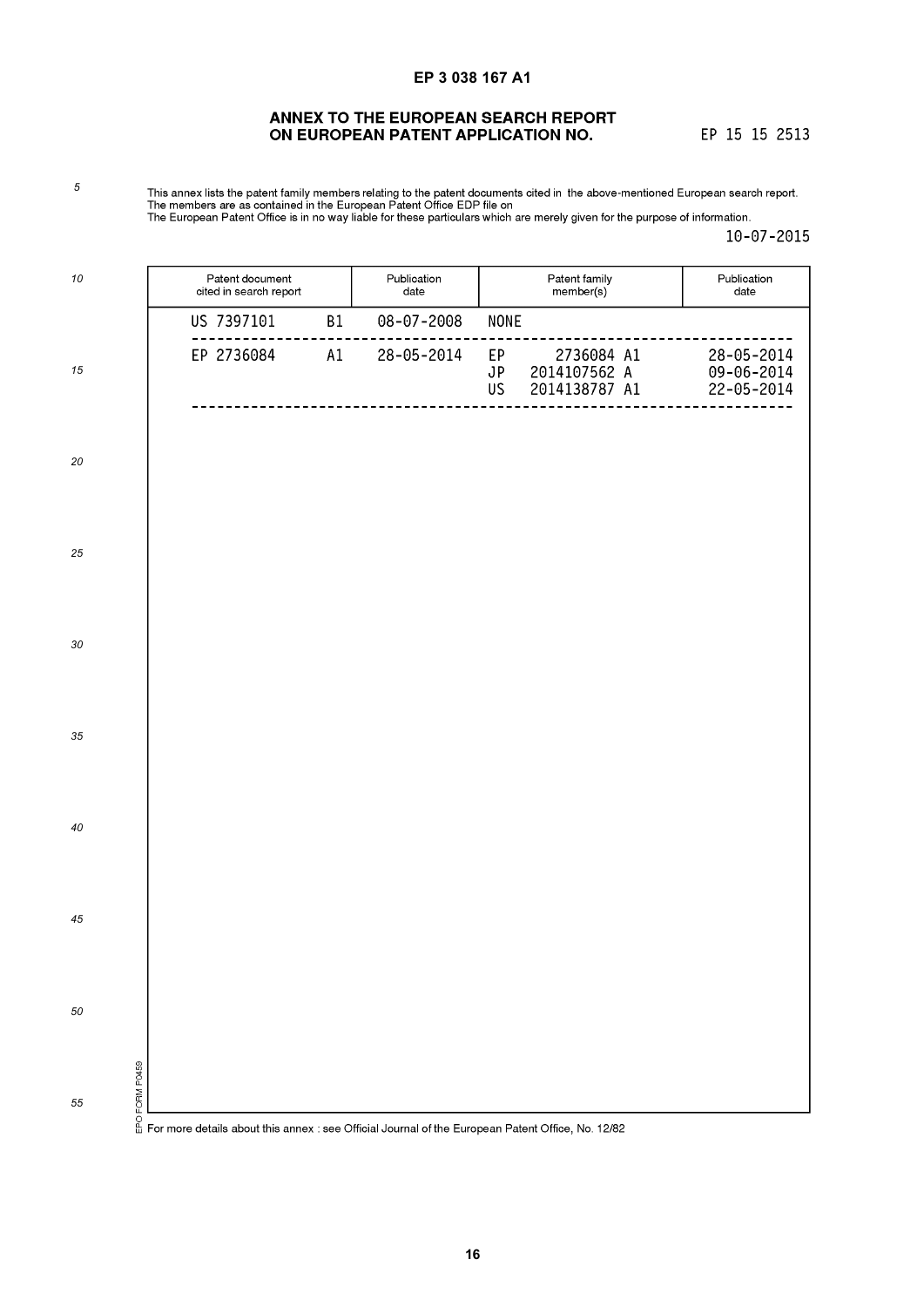## ANNEX TO THE EUROPEAN SEARCH REPORT ON EUROPEAN PATENT APPLICATION NO. EP 15 15 2513

This annex lists the patent family members relating to the patent documents cited in the above-mentioned European search report.
The members are as contained in the European Patent Office EDP file on
The European Patent Office is in no way liable for these particulars which are merely given for the purpose of information.

10-07-2015

| Patent document cited in search report | Publication date | Patent family member(s) | Publication date |
|---|---|---|---|
| US 7397101 B1 | 08-07-2008 | NONE | |
| EP 2736084 A1 | 28-05-2014 | EP 2736084 A1 | 28-05-2014 |
| | | JP 2014107562 A | 09-06-2014 |
| | | US 2014138787 A1 | 22-05-2014 |

EPO FORM P0459

For more details about this annex : see Official Journal of the European Patent Office, No. 12/82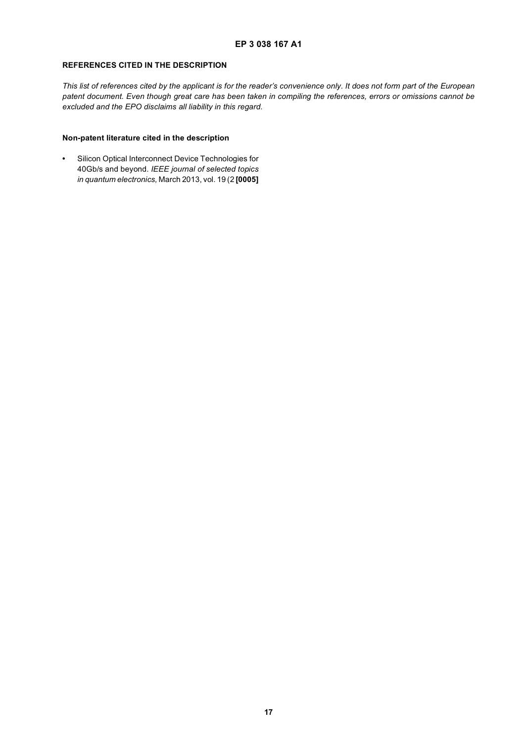## REFERENCES CITED IN THE DESCRIPTION

*This list of references cited by the applicant is for the reader's convenience only. It does not form part of the European patent document. Even though great care has been taken in compiling the references, errors or omissions cannot be excluded and the EPO disclaims all liability in this regard.*

### Non-patent literature cited in the description

- Silicon Optical Interconnect Device Technologies for 40Gb/s and beyond. *IEEE journal of selected topics in quantum electronics,* March 2013, vol. 19 (2 **[0005]**